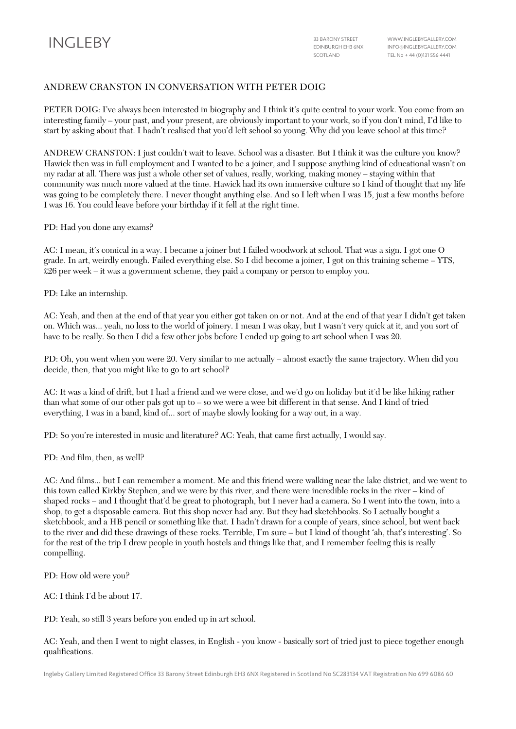# ANDREW CRANSTON IN CONVERSATION WITH PETER DOIG

PETER DOIG: I've always been interested in biography and I think it's quite central to your work. You come from an interesting family – your past, and your present, are obviously important to your work, so if you don't mind, I'd like to start by asking about that. I hadn't realised that you'd left school so young. Why did you leave school at this time?

ANDREW CRANSTON: I just couldn't wait to leave. School was a disaster. But I think it was the culture you know? Hawick then was in full employment and I wanted to be a joiner, and I suppose anything kind of educational wasn't on my radar at all. There was just a whole other set of values, really, working, making money – staying within that community was much more valued at the time. Hawick had its own immersive culture so I kind of thought that my life was going to be completely there. I never thought anything else. And so I left when I was 15, just a few months before I was 16. You could leave before your birthday if it fell at the right time.

PD: Had you done any exams?

AC: I mean, it's comical in a way. I became a joiner but I failed woodwork at school. That was a sign. I got one O grade. In art, weirdly enough. Failed everything else. So I did become a joiner, I got on this training scheme – YTS, £26 per week – it was a government scheme, they paid a company or person to employ you.

PD: Like an internship.

AC: Yeah, and then at the end of that year you either got taken on or not. And at the end of that year I didn't get taken on. Which was... yeah, no loss to the world of joinery. I mean I was okay, but I wasn't very quick at it, and you sort of have to be really. So then I did a few other jobs before I ended up going to art school when I was 20.

PD: Oh, you went when you were 20. Very similar to me actually – almost exactly the same trajectory. When did you decide, then, that you might like to go to art school?

AC: It was a kind of drift, but I had a friend and we were close, and we'd go on holiday but it'd be like hiking rather than what some of our other pals got up to – so we were a wee bit different in that sense. And I kind of tried everything, I was in a band, kind of... sort of maybe slowly looking for a way out, in a way.

PD: So you're interested in music and literature? AC: Yeah, that came first actually, I would say.

PD: And film, then, as well?

AC: And films... but I can remember a moment. Me and this friend were walking near the lake district, and we went to this town called Kirkby Stephen, and we were by this river, and there were incredible rocks in the river – kind of shaped rocks – and I thought that'd be great to photograph, but I never had a camera. So I went into the town, into a shop, to get a disposable camera. But this shop never had any. But they had sketchbooks. So I actually bought a sketchbook, and a HB pencil or something like that. I hadn't drawn for a couple of years, since school, but went back to the river and did these drawings of these rocks. Terrible, I'm sure – but I kind of thought 'ah, that's interesting'. So for the rest of the trip I drew people in youth hostels and things like that, and I remember feeling this is really compelling.

PD: How old were you?

AC: I think I'd be about 17.

PD: Yeah, so still 3 years before you ended up in art school.

AC: Yeah, and then I went to night classes, in English - you know - basically sort of tried just to piece together enough qualifications.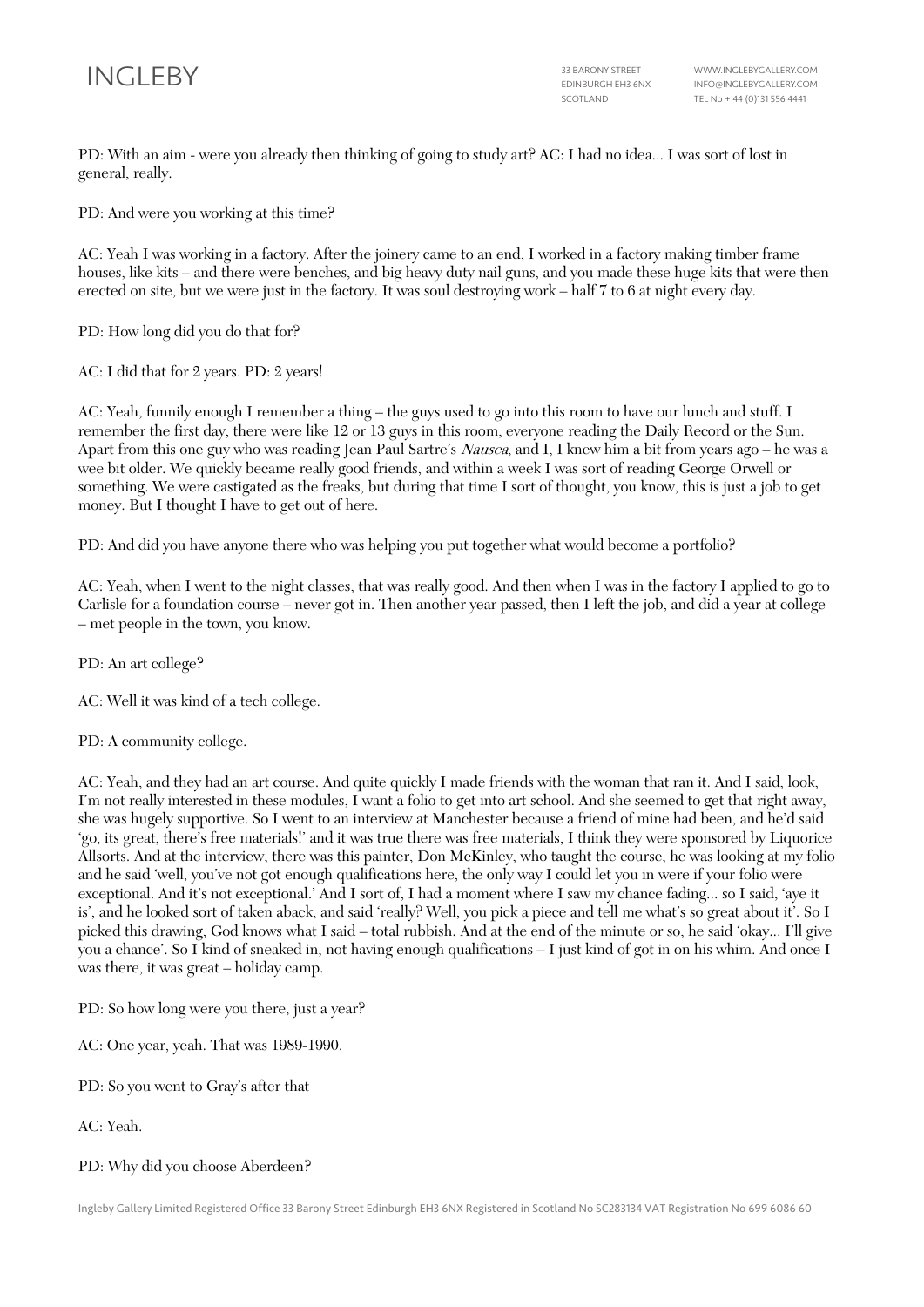PD: With an aim - were you already then thinking of going to study art? AC: I had no idea... I was sort of lost in general, really.

PD: And were you working at this time?

AC: Yeah I was working in a factory. After the joinery came to an end, I worked in a factory making timber frame houses, like kits – and there were benches, and big heavy duty nail guns, and you made these huge kits that were then erected on site, but we were just in the factory. It was soul destroying work – half 7 to 6 at night every day.

PD: How long did you do that for?

AC: I did that for 2 years. PD: 2 years!

AC: Yeah, funnily enough I remember a thing – the guys used to go into this room to have our lunch and stuff. I remember the first day, there were like 12 or 13 guys in this room, everyone reading the Daily Record or the Sun. Apart from this one guy who was reading Jean Paul Sartre's *Nausea*, and I, I knew him a bit from years ago – he was a wee bit older. We quickly became really good friends, and within a week I was sort of reading George Orwell or something. We were castigated as the freaks, but during that time I sort of thought, you know, this is just a job to get money. But I thought I have to get out of here.

PD: And did you have anyone there who was helping you put together what would become a portfolio?

AC: Yeah, when I went to the night classes, that was really good. And then when I was in the factory I applied to go to Carlisle for a foundation course – never got in. Then another year passed, then I left the job, and did a year at college – met people in the town, you know.

PD: An art college?

AC: Well it was kind of a tech college.

PD: A community college.

AC: Yeah, and they had an art course. And quite quickly I made friends with the woman that ran it. And I said, look, I'm not really interested in these modules, I want a folio to get into art school. And she seemed to get that right away, she was hugely supportive. So I went to an interview at Manchester because a friend of mine had been, and he'd said 'go, its great, there's free materials!' and it was true there was free materials, I think they were sponsored by Liquorice Allsorts. And at the interview, there was this painter, Don McKinley, who taught the course, he was looking at my folio and he said 'well, you've not got enough qualifications here, the only way I could let you in were if your folio were exceptional. And it's not exceptional.' And I sort of, I had a moment where I saw my chance fading... so I said, 'aye it is', and he looked sort of taken aback, and said 'really? Well, you pick a piece and tell me what's so great about it'. So I picked this drawing, God knows what I said – total rubbish. And at the end of the minute or so, he said 'okay... I'll give you a chance'. So I kind of sneaked in, not having enough qualifications – I just kind of got in on his whim. And once I was there, it was great – holiday camp.

PD: So how long were you there, just a year?

AC: One year, yeah. That was 1989-1990.

PD: So you went to Gray's after that

AC: Yeah.

PD: Why did you choose Aberdeen?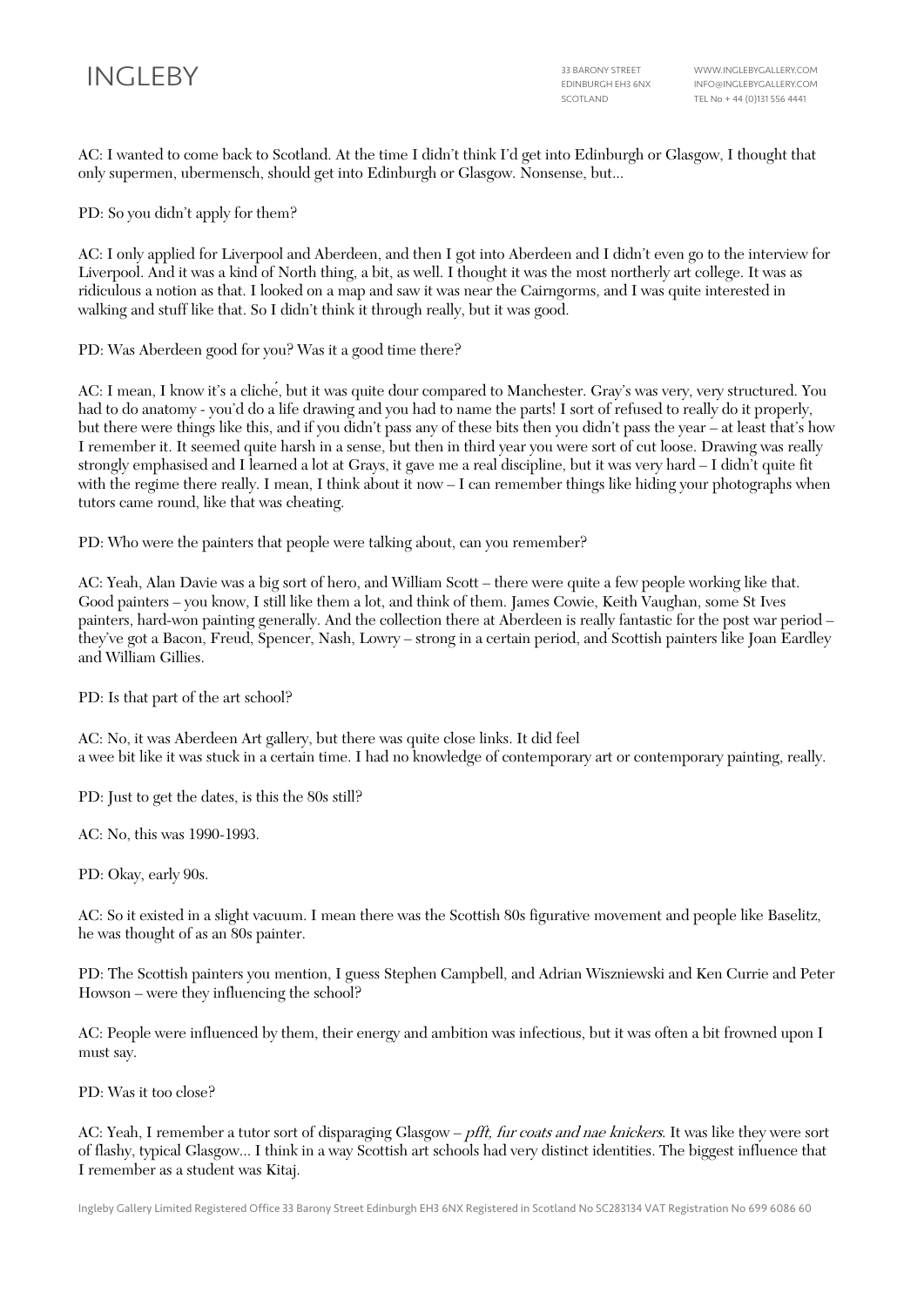AC: I wanted to come back to Scotland. At the time I didn't think I'd get into Edinburgh or Glasgow, I thought that only supermen, ubermensch, should get into Edinburgh or Glasgow. Nonsense, but...

PD: So you didn't apply for them?

AC: I only applied for Liverpool and Aberdeen, and then I got into Aberdeen and I didn't even go to the interview for Liverpool. And it was a kind of North thing, a bit, as well. I thought it was the most northerly art college. It was as ridiculous a notion as that. I looked on a map and saw it was near the Cairngorms, and I was quite interested in walking and stuff like that. So I didn't think it through really, but it was good.

PD: Was Aberdeen good for you? Was it a good time there?

AC: I mean, I know it's a cliché, but it was quite dour compared to Manchester. Gray's was very, very structured. You had to do anatomy - you'd do a life drawing and you had to name the parts! I sort of refused to really do it properly, but there were things like this, and if you didn't pass any of these bits then you didn't pass the year – at least that's how I remember it. It seemed quite harsh in a sense, but then in third year you were sort of cut loose. Drawing was really strongly emphasised and I learned a lot at Grays, it gave me a real discipline, but it was very hard – I didn't quite fit with the regime there really. I mean, I think about it now – I can remember things like hiding your photographs when tutors came round, like that was cheating.

PD: Who were the painters that people were talking about, can you remember?

AC: Yeah, Alan Davie was a big sort of hero, and William Scott – there were quite a few people working like that. Good painters – you know, I still like them a lot, and think of them. James Cowie, Keith Vaughan, some St Ives painters, hard-won painting generally. And the collection there at Aberdeen is really fantastic for the post war period – they've got a Bacon, Freud, Spencer, Nash, Lowry – strong in a certain period, and Scottish painters like Joan Eardley and William Gillies.

PD: Is that part of the art school?

AC: No, it was Aberdeen Art gallery, but there was quite close links. It did feel a wee bit like it was stuck in a certain time. I had no knowledge of contemporary art or contemporary painting, really.

PD: Just to get the dates, is this the 80s still?

AC: No, this was 1990-1993.

PD: Okay, early 90s.

AC: So it existed in a slight vacuum. I mean there was the Scottish 80s figurative movement and people like Baselitz, he was thought of as an 80s painter.

PD: The Scottish painters you mention, I guess Stephen Campbell, and Adrian Wiszniewski and Ken Currie and Peter Howson – were they influencing the school?

AC: People were influenced by them, their energy and ambition was infectious, but it was often a bit frowned upon I must say.

PD: Was it too close?

AC: Yeah, I remember a tutor sort of disparaging Glasgow – *pfft, fur coats and nae knickers*. It was like they were sort of flashy, typical Glasgow... I think in a way Scottish art schools had very distinct identities. The biggest influence that I remember as a student was Kitaj.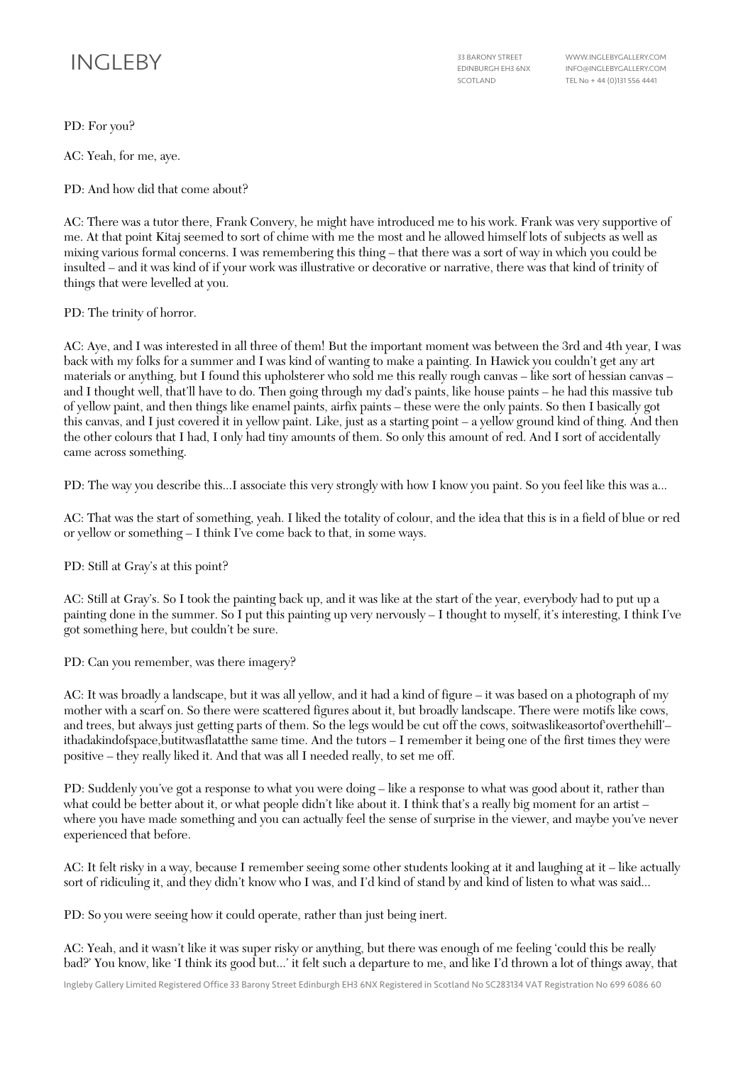PD: For you?

AC: Yeah, for me, aye.

PD: And how did that come about?

AC: There was a tutor there, Frank Convery, he might have introduced me to his work. Frank was very supportive of me. At that point Kitaj seemed to sort of chime with me the most and he allowed himself lots of subjects as well as mixing various formal concerns. I was remembering this thing – that there was a sort of way in which you could be insulted – and it was kind of if your work was illustrative or decorative or narrative, there was that kind of trinity of things that were levelled at you.

PD: The trinity of horror.

AC: Aye, and I was interested in all three of them! But the important moment was between the 3rd and 4th year, I was back with my folks for a summer and I was kind of wanting to make a painting. In Hawick you couldn't get any art materials or anything, but I found this upholsterer who sold me this really rough canvas – like sort of hessian canvas – and I thought well, that'll have to do. Then going through my dad's paints, like house paints – he had this massive tub of yellow paint, and then things like enamel paints, airfix paints – these were the only paints. So then I basically got this canvas, and I just covered it in yellow paint. Like, just as a starting point – a yellow ground kind of thing. And then the other colours that I had, I only had tiny amounts of them. So only this amount of red. And I sort of accidentally came across something.

PD: The way you describe this...I associate this very strongly with how I know you paint. So you feel like this was a...

AC: That was the start of something, yeah. I liked the totality of colour, and the idea that this is in a field of blue or red or yellow or something – I think I've come back to that, in some ways.

PD: Still at Gray's at this point?

AC: Still at Gray's. So I took the painting back up, and it was like at the start of the year, everybody had to put up a painting done in the summer. So I put this painting up very nervously – I thought to myself, it's interesting, I think I've got something here, but couldn't be sure.

PD: Can you remember, was there imagery?

AC: It was broadly a landscape, but it was all yellow, and it had a kind of figure – it was based on a photograph of my mother with a scarf on. So there were scattered figures about it, but broadly landscape. There were motifs like cows, and trees, but always just getting parts of them. So the legs would be cut off the cows, soitwaslikeasortof'overthehill'– ithadakindofspace,butitwasflatatthe same time. And the tutors – I remember it being one of the first times they were positive – they really liked it. And that was all I needed really, to set me off.

PD: Suddenly you've got a response to what you were doing – like a response to what was good about it, rather than what could be better about it, or what people didn't like about it. I think that's a really big moment for an artist – where you have made something and you can actually feel the sense of surprise in the viewer, and maybe you've never experienced that before.

AC: It felt risky in a way, because I remember seeing some other students looking at it and laughing at it – like actually sort of ridiculing it, and they didn't know who I was, and I'd kind of stand by and kind of listen to what was said...

PD: So you were seeing how it could operate, rather than just being inert.

AC: Yeah, and it wasn't like it was super risky or anything, but there was enough of me feeling 'could this be really bad?' You know, like 'I think its good but...' it felt such a departure to me, and like I'd thrown a lot of things away, that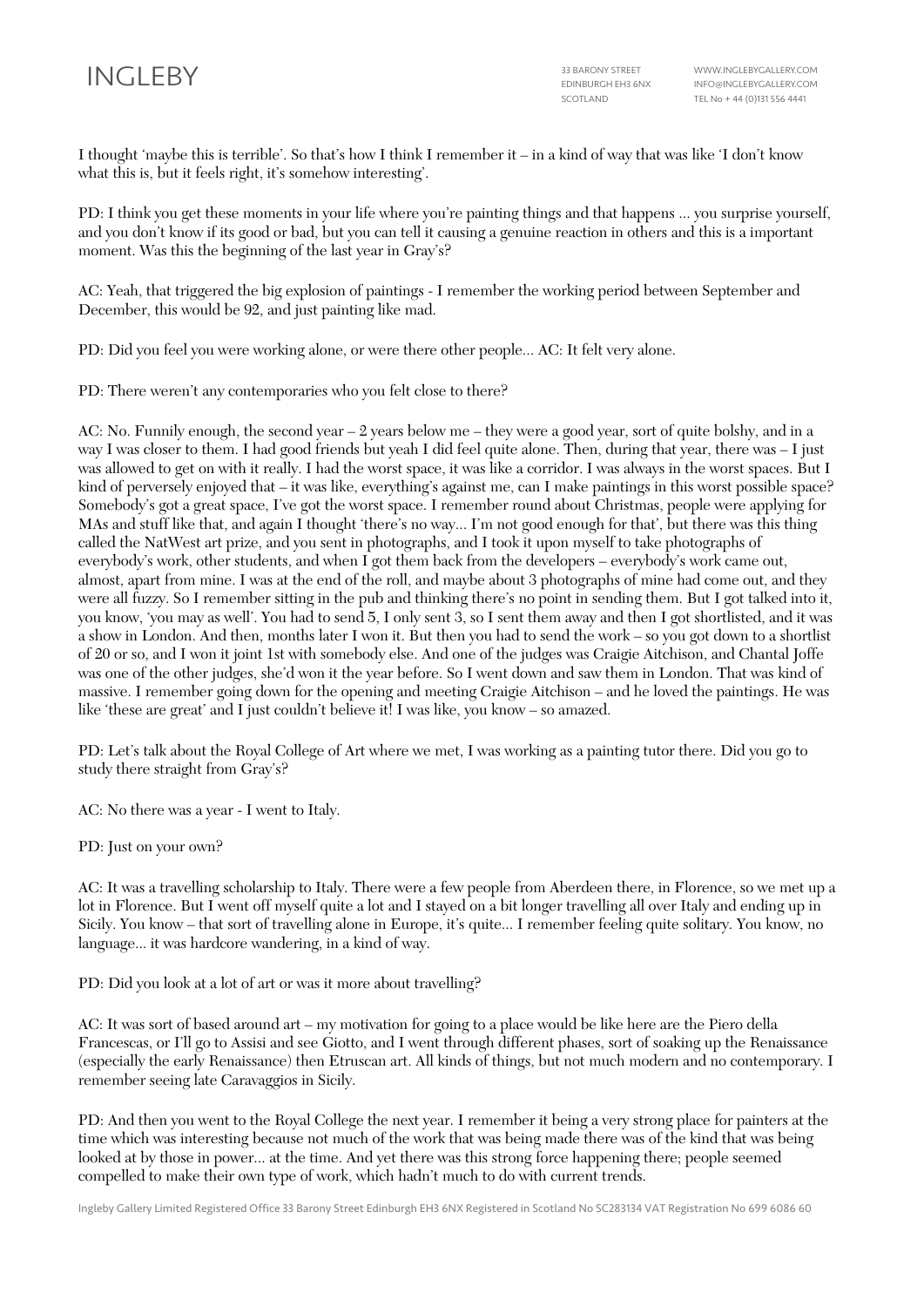I thought 'maybe this is terrible'. So that's how I think I remember it – in a kind of way that was like 'I don't know what this is, but it feels right, it's somehow interesting'.

PD: I think you get these moments in your life where you're painting things and that happens ... you surprise yourself, and you don't know if its good or bad, but you can tell it causing a genuine reaction in others and this is a important moment. Was this the beginning of the last year in Gray's?

AC: Yeah, that triggered the big explosion of paintings - I remember the working period between September and December, this would be 92, and just painting like mad.

PD: Did you feel you were working alone, or were there other people... AC: It felt very alone.

PD: There weren't any contemporaries who you felt close to there?

AC: No. Funnily enough, the second year – 2 years below me – they were a good year, sort of quite bolshy, and in a way I was closer to them. I had good friends but yeah I did feel quite alone. Then, during that year, there was – I just was allowed to get on with it really. I had the worst space, it was like a corridor. I was always in the worst spaces. But I kind of perversely enjoyed that – it was like, everything's against me, can I make paintings in this worst possible space? Somebody's got a great space, I've got the worst space. I remember round about Christmas, people were applying for MAs and stuff like that, and again I thought 'there's no way... I'm not good enough for that', but there was this thing called the NatWest art prize, and you sent in photographs, and I took it upon myself to take photographs of everybody's work, other students, and when I got them back from the developers – everybody's work came out, almost, apart from mine. I was at the end of the roll, and maybe about 3 photographs of mine had come out, and they were all fuzzy. So I remember sitting in the pub and thinking there's no point in sending them. But I got talked into it, you know, 'you may as well'. You had to send 5, I only sent 3, so I sent them away and then I got shortlisted, and it was a show in London. And then, months later I won it. But then you had to send the work – so you got down to a shortlist of 20 or so, and I won it joint 1st with somebody else. And one of the judges was Craigie Aitchison, and Chantal Joffe was one of the other judges, she'd won it the year before. So I went down and saw them in London. That was kind of massive. I remember going down for the opening and meeting Craigie Aitchison – and he loved the paintings. He was like 'these are great' and I just couldn't believe it! I was like, you know – so amazed.

PD: Let's talk about the Royal College of Art where we met, I was working as a painting tutor there. Did you go to study there straight from Gray's?

AC: No there was a year - I went to Italy.

PD: Just on your own?

AC: It was a travelling scholarship to Italy. There were a few people from Aberdeen there, in Florence, so we met up a lot in Florence. But I went off myself quite a lot and I stayed on a bit longer travelling all over Italy and ending up in Sicily. You know – that sort of travelling alone in Europe, it's quite... I remember feeling quite solitary. You know, no language... it was hardcore wandering, in a kind of way.

PD: Did you look at a lot of art or was it more about travelling?

AC: It was sort of based around art – my motivation for going to a place would be like here are the Piero della Francescas, or I'll go to Assisi and see Giotto, and I went through different phases, sort of soaking up the Renaissance (especially the early Renaissance) then Etruscan art. All kinds of things, but not much modern and no contemporary. I remember seeing late Caravaggios in Sicily.

PD: And then you went to the Royal College the next year. I remember it being a very strong place for painters at the time which was interesting because not much of the work that was being made there was of the kind that was being looked at by those in power... at the time. And yet there was this strong force happening there; people seemed compelled to make their own type of work, which hadn't much to do with current trends.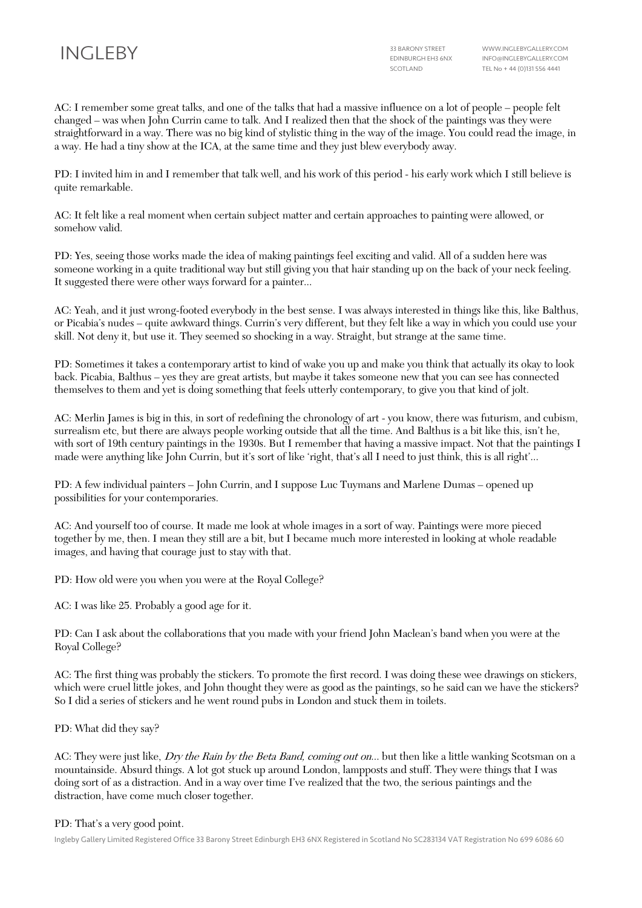AC: I remember some great talks, and one of the talks that had a massive influence on a lot of people – people felt changed – was when John Currin came to talk. And I realized then that the shock of the paintings was they were straightforward in a way. There was no big kind of stylistic thing in the way of the image. You could read the image, in a way. He had a tiny show at the ICA, at the same time and they just blew everybody away.

PD: I invited him in and I remember that talk well, and his work of this period - his early work which I still believe is quite remarkable.

AC: It felt like a real moment when certain subject matter and certain approaches to painting were allowed, or somehow valid.

PD: Yes, seeing those works made the idea of making paintings feel exciting and valid. All of a sudden here was someone working in a quite traditional way but still giving you that hair standing up on the back of your neck feeling. It suggested there were other ways forward for a painter...

AC: Yeah, and it just wrong-footed everybody in the best sense. I was always interested in things like this, like Balthus, or Picabia's nudes – quite awkward things. Currin's very different, but they felt like a way in which you could use your skill. Not deny it, but use it. They seemed so shocking in a way. Straight, but strange at the same time.

PD: Sometimes it takes a contemporary artist to kind of wake you up and make you think that actually its okay to look back. Picabia, Balthus – yes they are great artists, but maybe it takes someone new that you can see has connected themselves to them and yet is doing something that feels utterly contemporary, to give you that kind of jolt.

AC: Merlin James is big in this, in sort of redefining the chronology of art - you know, there was futurism, and cubism, surrealism etc, but there are always people working outside that all the time. And Balthus is a bit like this, isn't he, with sort of 19th century paintings in the 1930s. But I remember that having a massive impact. Not that the paintings I made were anything like John Currin, but it's sort of like 'right, that's all I need to just think, this is all right'...

PD: A few individual painters – John Currin, and I suppose Luc Tuymans and Marlene Dumas – opened up possibilities for your contemporaries.

AC: And yourself too of course. It made me look at whole images in a sort of way. Paintings were more pieced together by me, then. I mean they still are a bit, but I became much more interested in looking at whole readable images, and having that courage just to stay with that.

PD: How old were you when you were at the Royal College?

AC: I was like 25. Probably a good age for it.

PD: Can I ask about the collaborations that you made with your friend John Maclean's band when you were at the Royal College?

AC: The first thing was probably the stickers. To promote the first record. I was doing these wee drawings on stickers, which were cruel little jokes, and John thought they were as good as the paintings, so he said can we have the stickers? So I did a series of stickers and he went round pubs in London and stuck them in toilets.

PD: What did they say?

AC: They were just like, *Dry the Rain by the Beta Band, coming out on...* but then like a little wanking Scotsman on a mountainside. Absurd things. A lot got stuck up around London, lampposts and stuff. They were things that I was doing sort of as a distraction. And in a way over time I've realized that the two, the serious paintings and the distraction, have come much closer together.

PD: That's a very good point.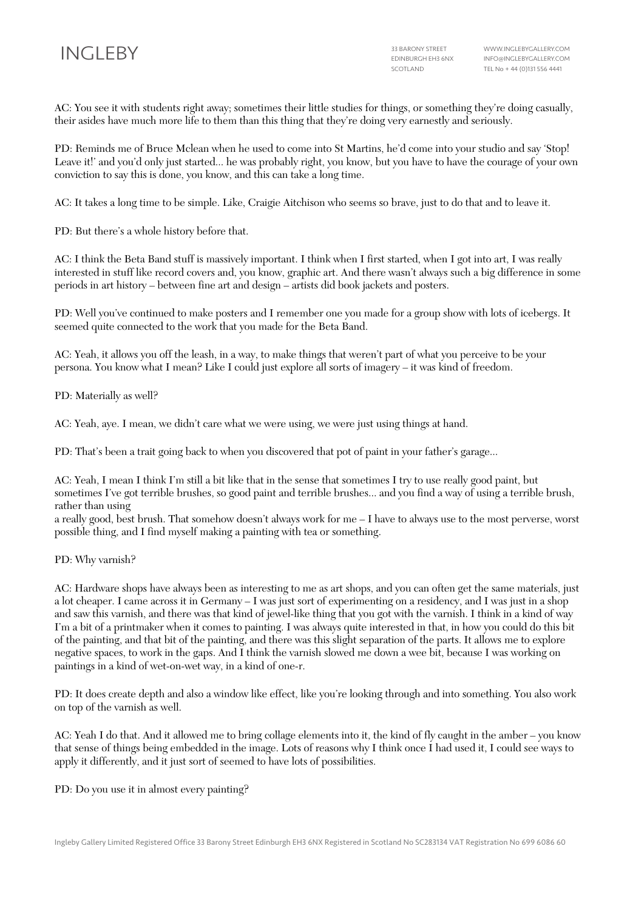AC: You see it with students right away; sometimes their little studies for things, or something they're doing casually, their asides have much more life to them than this thing that they're doing very earnestly and seriously.

PD: Reminds me of Bruce Mclean when he used to come into St Martins, he'd come into your studio and say 'Stop! Leave it!' and you'd only just started... he was probably right, you know, but you have to have the courage of your own conviction to say this is done, you know, and this can take a long time.

AC: It takes a long time to be simple. Like, Craigie Aitchison who seems so brave, just to do that and to leave it.

PD: But there's a whole history before that.

AC: I think the Beta Band stuff is massively important. I think when I first started, when I got into art, I was really interested in stuff like record covers and, you know, graphic art. And there wasn't always such a big difference in some periods in art history – between fine art and design – artists did book jackets and posters.

PD: Well you've continued to make posters and I remember one you made for a group show with lots of icebergs. It seemed quite connected to the work that you made for the Beta Band.

AC: Yeah, it allows you off the leash, in a way, to make things that weren't part of what you perceive to be your persona. You know what I mean? Like I could just explore all sorts of imagery – it was kind of freedom.

PD: Materially as well?

AC: Yeah, aye. I mean, we didn't care what we were using, we were just using things at hand.

PD: That's been a trait going back to when you discovered that pot of paint in your father's garage...

AC: Yeah, I mean I think I'm still a bit like that in the sense that sometimes I try to use really good paint, but sometimes I've got terrible brushes, so good paint and terrible brushes... and you find a way of using a terrible brush, rather than using
a really good, best brush. That somehow doesn't always work for me – I have to always use to the most perverse, worst possible thing, and I find myself making a painting with tea or something.

PD: Why varnish?

AC: Hardware shops have always been as interesting to me as art shops, and you can often get the same materials, just a lot cheaper. I came across it in Germany – I was just sort of experimenting on a residency, and I was just in a shop and saw this varnish, and there was that kind of jewel-like thing that you got with the varnish. I think in a kind of way I'm a bit of a printmaker when it comes to painting. I was always quite interested in that, in how you could do this bit of the painting, and that bit of the painting, and there was this slight separation of the parts. It allows me to explore negative spaces, to work in the gaps. And I think the varnish slowed me down a wee bit, because I was working on paintings in a kind of wet-on-wet way, in a kind of one-r.

PD: It does create depth and also a window like effect, like you're looking through and into something. You also work on top of the varnish as well.

AC: Yeah I do that. And it allowed me to bring collage elements into it, the kind of fly caught in the amber – you know that sense of things being embedded in the image. Lots of reasons why I think once I had used it, I could see ways to apply it differently, and it just sort of seemed to have lots of possibilities.

PD: Do you use it in almost every painting?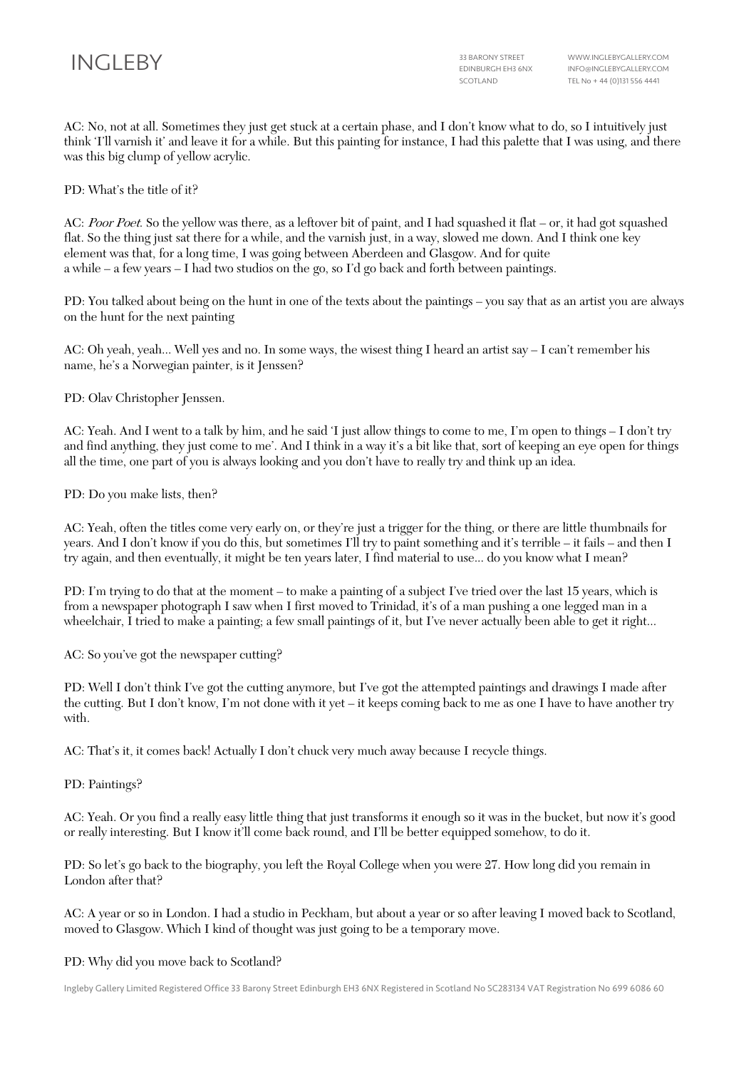AC: No, not at all. Sometimes they just get stuck at a certain phase, and I don't know what to do, so I intuitively just think 'I'll varnish it' and leave it for a while. But this painting for instance, I had this palette that I was using, and there was this big clump of yellow acrylic.

PD: What's the title of it?

AC: *Poor Poet*. So the yellow was there, as a leftover bit of paint, and I had squashed it flat – or, it had got squashed flat. So the thing just sat there for a while, and the varnish just, in a way, slowed me down. And I think one key element was that, for a long time, I was going between Aberdeen and Glasgow. And for quite a while – a few years – I had two studios on the go, so I'd go back and forth between paintings.

PD: You talked about being on the hunt in one of the texts about the paintings – you say that as an artist you are always on the hunt for the next painting

AC: Oh yeah, yeah... Well yes and no. In some ways, the wisest thing I heard an artist say – I can't remember his name, he's a Norwegian painter, is it Jenssen?

PD: Olav Christopher Jenssen.

AC: Yeah. And I went to a talk by him, and he said 'I just allow things to come to me, I'm open to things – I don't try and find anything, they just come to me'. And I think in a way it's a bit like that, sort of keeping an eye open for things all the time, one part of you is always looking and you don't have to really try and think up an idea.

PD: Do you make lists, then?

AC: Yeah, often the titles come very early on, or they're just a trigger for the thing, or there are little thumbnails for years. And I don't know if you do this, but sometimes I'll try to paint something and it's terrible – it fails – and then I try again, and then eventually, it might be ten years later, I find material to use... do you know what I mean?

PD: I'm trying to do that at the moment – to make a painting of a subject I've tried over the last 15 years, which is from a newspaper photograph I saw when I first moved to Trinidad, it's of a man pushing a one legged man in a wheelchair, I tried to make a painting; a few small paintings of it, but I've never actually been able to get it right...

AC: So you've got the newspaper cutting?

PD: Well I don't think I've got the cutting anymore, but I've got the attempted paintings and drawings I made after the cutting. But I don't know, I'm not done with it yet – it keeps coming back to me as one I have to have another try with.

AC: That's it, it comes back! Actually I don't chuck very much away because I recycle things.

PD: Paintings?

AC: Yeah. Or you find a really easy little thing that just transforms it enough so it was in the bucket, but now it's good or really interesting. But I know it'll come back round, and I'll be better equipped somehow, to do it.

PD: So let's go back to the biography, you left the Royal College when you were 27. How long did you remain in London after that?

AC: A year or so in London. I had a studio in Peckham, but about a year or so after leaving I moved back to Scotland, moved to Glasgow. Which I kind of thought was just going to be a temporary move.

PD: Why did you move back to Scotland?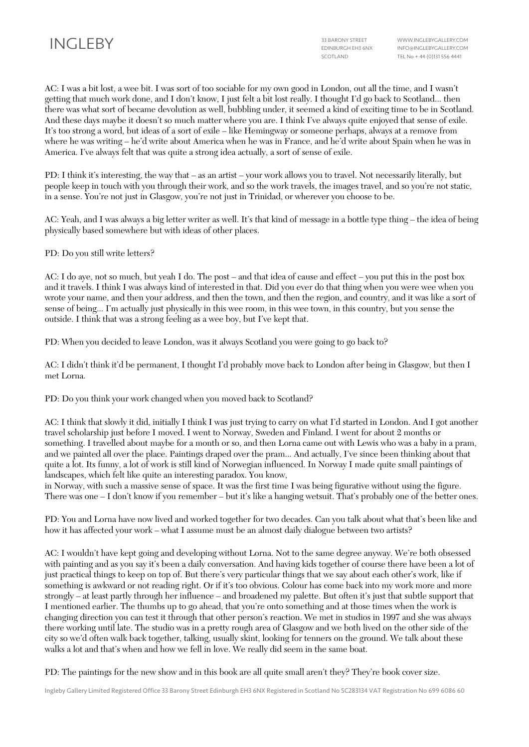AC: I was a bit lost, a wee bit. I was sort of too sociable for my own good in London, out all the time, and I wasn't getting that much work done, and I don't know, I just felt a bit lost really. I thought I'd go back to Scotland... then there was what sort of became devolution as well, bubbling under, it seemed a kind of exciting time to be in Scotland. And these days maybe it doesn't so much matter where you are. I think I've always quite enjoyed that sense of exile. It's too strong a word, but ideas of a sort of exile – like Hemingway or someone perhaps, always at a remove from where he was writing – he'd write about America when he was in France, and he'd write about Spain when he was in America. I've always felt that was quite a strong idea actually, a sort of sense of exile.

PD: I think it's interesting, the way that – as an artist – your work allows you to travel. Not necessarily literally, but people keep in touch with you through their work, and so the work travels, the images travel, and so you're not static, in a sense. You're not just in Glasgow, you're not just in Trinidad, or wherever you choose to be.

AC: Yeah, and I was always a big letter writer as well. It's that kind of message in a bottle type thing – the idea of being physically based somewhere but with ideas of other places.

PD: Do you still write letters?

AC: I do aye, not so much, but yeah I do. The post – and that idea of cause and effect – you put this in the post box and it travels. I think I was always kind of interested in that. Did you ever do that thing when you were wee when you wrote your name, and then your address, and then the town, and then the region, and country, and it was like a sort of sense of being... I'm actually just physically in this wee room, in this wee town, in this country, but you sense the outside. I think that was a strong feeling as a wee boy, but I've kept that.

PD: When you decided to leave London, was it always Scotland you were going to go back to?

AC: I didn't think it'd be permanent, I thought I'd probably move back to London after being in Glasgow, but then I met Lorna.

PD: Do you think your work changed when you moved back to Scotland?

AC: I think that slowly it did, initially I think I was just trying to carry on what I'd started in London. And I got another travel scholarship just before I moved. I went to Norway, Sweden and Finland. I went for about 2 months or something. I travelled about maybe for a month or so, and then Lorna came out with Lewis who was a baby in a pram, and we painted all over the place. Paintings draped over the pram... And actually, I've since been thinking about that quite a lot. Its funny, a lot of work is still kind of Norwegian influenced. In Norway I made quite small paintings of landscapes, which felt like quite an interesting paradox. You know, in Norway, with such a massive sense of space. It was the first time I was being figurative without using the figure. There was one – I don't know if you remember – but it's like a hanging wetsuit. That's probably one of the better ones.

PD: You and Lorna have now lived and worked together for two decades. Can you talk about what that's been like and how it has affected your work – what I assume must be an almost daily dialogue between two artists?

AC: I wouldn't have kept going and developing without Lorna. Not to the same degree anyway. We're both obsessed with painting and as you say it's been a daily conversation. And having kids together of course there have been a lot of just practical things to keep on top of. But there's very particular things that we say about each other's work, like if something is awkward or not reading right. Or if it's too obvious. Colour has come back into my work more and more strongly – at least partly through her influence – and broadened my palette. But often it's just that subtle support that I mentioned earlier. The thumbs up to go ahead, that you're onto something and at those times when the work is changing direction you can test it through that other person's reaction. We met in studios in 1997 and she was always there working until late. The studio was in a pretty rough area of Glasgow and we both lived on the other side of the city so we'd often walk back together, talking, usually skint, looking for tenners on the ground. We talk about these walks a lot and that's when and how we fell in love. We really did seem in the same boat.

PD: The paintings for the new show and in this book are all quite small aren't they? They're book cover size.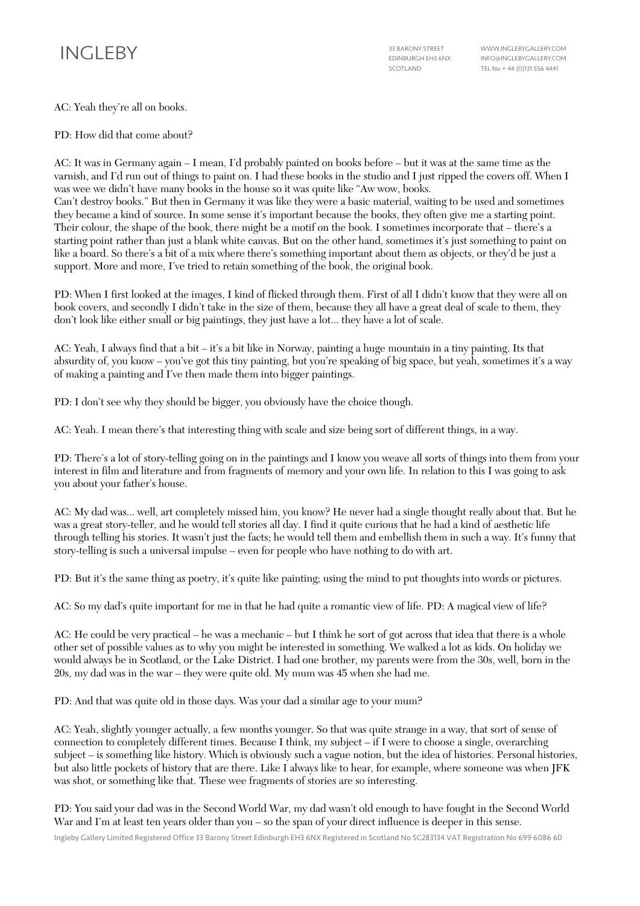AC: Yeah they're all on books.

PD: How did that come about?

AC: It was in Germany again – I mean, I'd probably painted on books before – but it was at the same time as the varnish, and I'd run out of things to paint on. I had these books in the studio and I just ripped the covers off. When I was wee we didn't have many books in the house so it was quite like "Aw wow, books.
Can't destroy books." But then in Germany it was like they were a basic material, waiting to be used and sometimes they became a kind of source. In some sense it's important because the books, they often give me a starting point. Their colour, the shape of the book, there might be a motif on the book. I sometimes incorporate that – there's a starting point rather than just a blank white canvas. But on the other hand, sometimes it's just something to paint on like a board. So there's a bit of a mix where there's something important about them as objects, or they'd be just a support. More and more, I've tried to retain something of the book, the original book.

PD: When I first looked at the images, I kind of flicked through them. First of all I didn't know that they were all on book covers, and secondly I didn't take in the size of them, because they all have a great deal of scale to them, they don't look like either small or big paintings, they just have a lot... they have a lot of scale.

AC: Yeah, I always find that a bit – it's a bit like in Norway, painting a huge mountain in a tiny painting. Its that absurdity of, you know – you've got this tiny painting, but you're speaking of big space, but yeah, sometimes it's a way of making a painting and I've then made them into bigger paintings.

PD: I don't see why they should be bigger, you obviously have the choice though.

AC: Yeah. I mean there's that interesting thing with scale and size being sort of different things, in a way.

PD: There's a lot of story-telling going on in the paintings and I know you weave all sorts of things into them from your interest in film and literature and from fragments of memory and your own life. In relation to this I was going to ask you about your father's house.

AC: My dad was... well, art completely missed him, you know? He never had a single thought really about that. But he was a great story-teller, and he would tell stories all day. I find it quite curious that he had a kind of aesthetic life through telling his stories. It wasn't just the facts; he would tell them and embellish them in such a way. It's funny that story-telling is such a universal impulse – even for people who have nothing to do with art.

PD: But it's the same thing as poetry, it's quite like painting; using the mind to put thoughts into words or pictures.

AC: So my dad's quite important for me in that he had quite a romantic view of life. PD: A magical view of life?

AC: He could be very practical – he was a mechanic – but I think he sort of got across that idea that there is a whole other set of possible values as to why you might be interested in something. We walked a lot as kids. On holiday we would always be in Scotland, or the Lake District. I had one brother, my parents were from the 30s, well, born in the 20s, my dad was in the war – they were quite old. My mum was 45 when she had me.

PD: And that was quite old in those days. Was your dad a similar age to your mum?

AC: Yeah, slightly younger actually, a few months younger. So that was quite strange in a way, that sort of sense of connection to completely different times. Because I think, my subject – if I were to choose a single, overarching subject – is something like history. Which is obviously such a vague notion, but the idea of histories. Personal histories, but also little pockets of history that are there. Like I always like to hear, for example, where someone was when JFK was shot, or something like that. These wee fragments of stories are so interesting.

PD: You said your dad was in the Second World War, my dad wasn't old enough to have fought in the Second World War and I'm at least ten years older than you – so the span of your direct influence is deeper in this sense.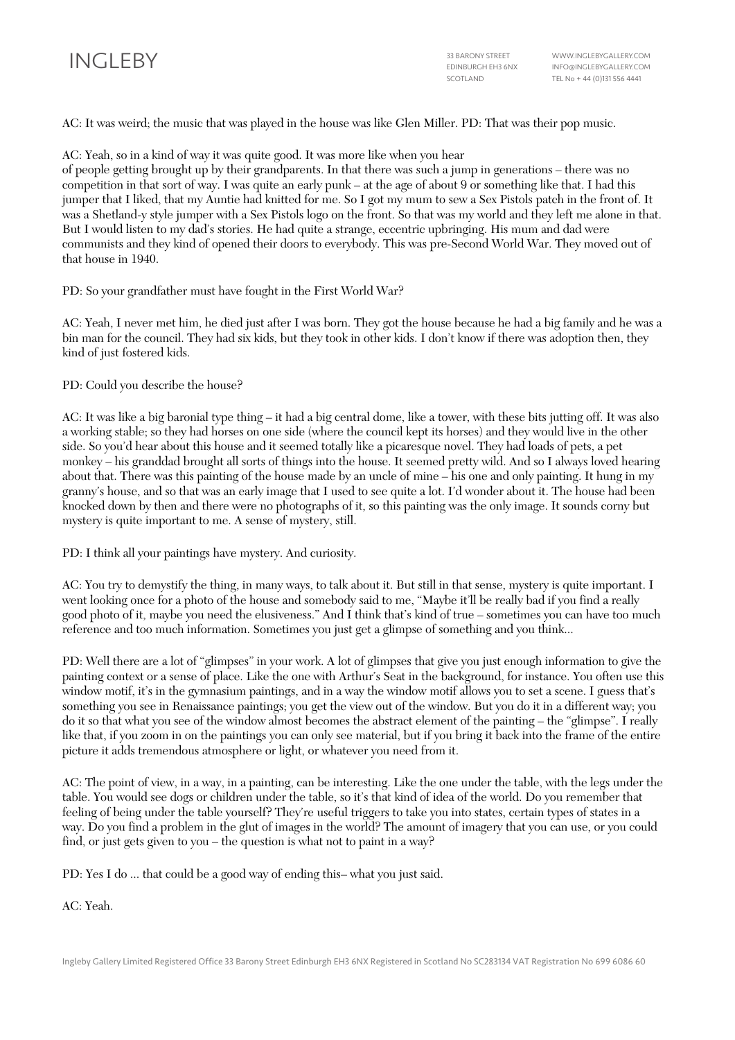AC: It was weird; the music that was played in the house was like Glen Miller. PD: That was their pop music.

AC: Yeah, so in a kind of way it was quite good. It was more like when you hear of people getting brought up by their grandparents. In that there was such a jump in generations – there was no competition in that sort of way. I was quite an early punk – at the age of about 9 or something like that. I had this jumper that I liked, that my Auntie had knitted for me. So I got my mum to sew a Sex Pistols patch in the front of. It was a Shetland-y style jumper with a Sex Pistols logo on the front. So that was my world and they left me alone in that. But I would listen to my dad's stories. He had quite a strange, eccentric upbringing. His mum and dad were communists and they kind of opened their doors to everybody. This was pre-Second World War. They moved out of that house in 1940.

PD: So your grandfather must have fought in the First World War?

AC: Yeah, I never met him, he died just after I was born. They got the house because he had a big family and he was a bin man for the council. They had six kids, but they took in other kids. I don't know if there was adoption then, they kind of just fostered kids.

PD: Could you describe the house?

AC: It was like a big baronial type thing – it had a big central dome, like a tower, with these bits jutting off. It was also a working stable; so they had horses on one side (where the council kept its horses) and they would live in the other side. So you'd hear about this house and it seemed totally like a picaresque novel. They had loads of pets, a pet monkey – his granddad brought all sorts of things into the house. It seemed pretty wild. And so I always loved hearing about that. There was this painting of the house made by an uncle of mine – his one and only painting. It hung in my granny's house, and so that was an early image that I used to see quite a lot. I'd wonder about it. The house had been knocked down by then and there were no photographs of it, so this painting was the only image. It sounds corny but mystery is quite important to me. A sense of mystery, still.

PD: I think all your paintings have mystery. And curiosity.

AC: You try to demystify the thing, in many ways, to talk about it. But still in that sense, mystery is quite important. I went looking once for a photo of the house and somebody said to me, "Maybe it'll be really bad if you find a really good photo of it, maybe you need the elusiveness." And I think that's kind of true – sometimes you can have too much reference and too much information. Sometimes you just get a glimpse of something and you think...

PD: Well there are a lot of "glimpses" in your work. A lot of glimpses that give you just enough information to give the painting context or a sense of place. Like the one with Arthur's Seat in the background, for instance. You often use this window motif, it's in the gymnasium paintings, and in a way the window motif allows you to set a scene. I guess that's something you see in Renaissance paintings; you get the view out of the window. But you do it in a different way; you do it so that what you see of the window almost becomes the abstract element of the painting – the "glimpse". I really like that, if you zoom in on the paintings you can only see material, but if you bring it back into the frame of the entire picture it adds tremendous atmosphere or light, or whatever you need from it.

AC: The point of view, in a way, in a painting, can be interesting. Like the one under the table, with the legs under the table. You would see dogs or children under the table, so it's that kind of idea of the world. Do you remember that feeling of being under the table yourself? They're useful triggers to take you into states, certain types of states in a way. Do you find a problem in the glut of images in the world? The amount of imagery that you can use, or you could find, or just gets given to you – the question is what not to paint in a way?

PD: Yes I do ... that could be a good way of ending this– what you just said.

AC: Yeah.